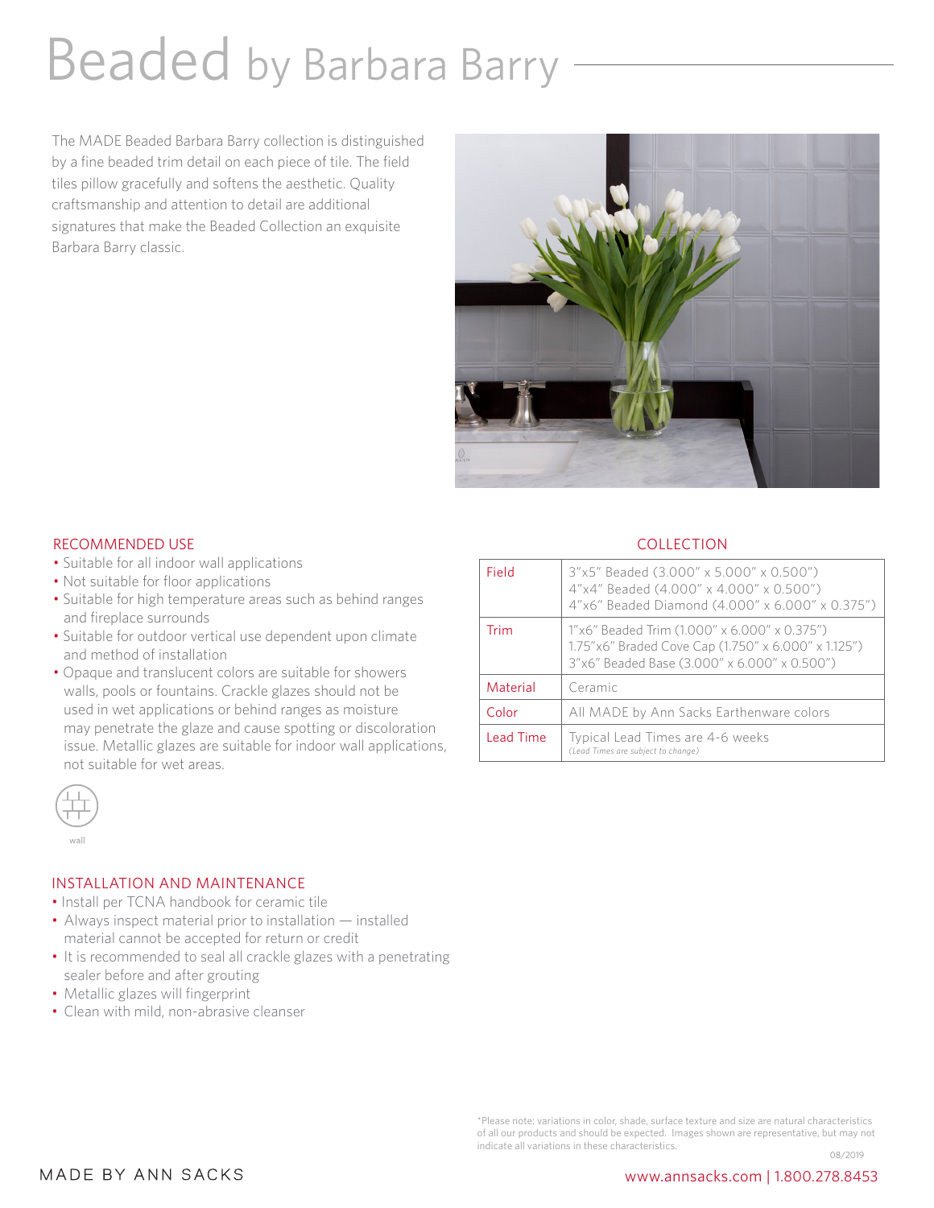# Beaded by Barbara Barry

The MADE Beaded Barbara Barry collection is distinguished by a fine beaded trim detail on each piece of tile. The field tiles pillow gracefully and softens the aesthetic. Quality craftsmanship and attention to detail are additional signatures that make the Beaded Collection an exquisite Barbara Barry classic.

## RECOMMENDED USE

- Suitable for all indoor wall applications
- Not suitable for floor applications
- Suitable for high temperature areas such as behind ranges and fireplace surrounds
- Suitable for outdoor vertical use dependent upon climate and method of installation
- Opaque and translucent colors are suitable for showers walls, pools or fountains. Crackle glazes should not be used in wet applications or behind ranges as moisture may penetrate the glaze and cause spotting or discoloration issue. Metallic glazes are suitable for indoor wall applications, not suitable for wet areas.

wall

## COLLECTION

| | |
|---|---|
| Field | 3"x5" Beaded (3.000" x 5.000" x 0.500")<br>4"x4" Beaded (4.000" x 4.000" x 0.500")<br>4"x6" Beaded Diamond (4.000" x 6.000" x 0.375") |
| Trim | 1"x6" Beaded Trim (1.000" x 6.000" x 0.375")<br>1.75"x6" Braded Cove Cap (1.750" x 6.000" x 1.125")<br>3"x6" Beaded Base (3.000" x 6.000" x 0.500") |
| Material | Ceramic |
| Color | All MADE by Ann Sacks Earthenware colors |
| Lead Time | Typical Lead Times are 4-6 weeks<br>*(Lead Times are subject to change)* |

## INSTALLATION AND MAINTENANCE

- Install per TCNA handbook for ceramic tile
- Always inspect material prior to installation — installed material cannot be accepted for return or credit
- It is recommended to seal all crackle glazes with a penetrating sealer before and after grouting
- Metallic glazes will fingerprint
- Clean with mild, non-abrasive cleanser

*Please note: variations in color, shade, surface texture and size are natural characteristics of all our products and should be expected. Images shown are representative, but may not indicate all variations in these characteristics.

08/2019

MADE BY ANN SACKS

www.annsacks.com | 1.800.278.8453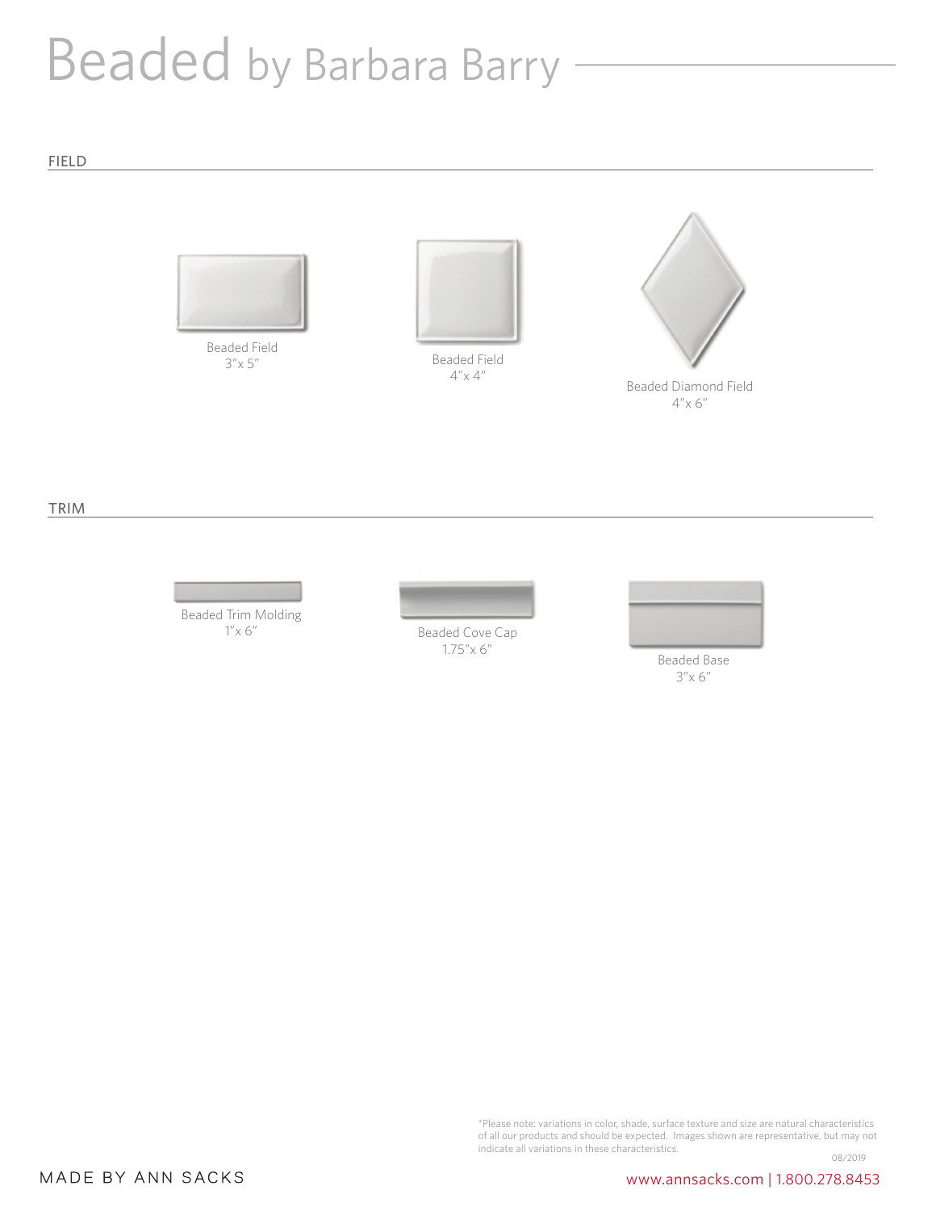# Beaded by Barbara Barry

## FIELD

Beaded Field
3"x 5"

Beaded Field
4"x 4"

Beaded Diamond Field
4"x 6"

## TRIM

Beaded Trim Molding
1"x 6"

Beaded Cove Cap
1.75"x 6"

Beaded Base
3"x 6"

*Please note: variations in color, shade, surface texture and size are natural characteristics of all our products and should be expected. Images shown are representative, but may not indicate all variations in these characteristics.

08/2019

MADE BY ANN SACKS

www.annsacks.com | 1.800.278.8453